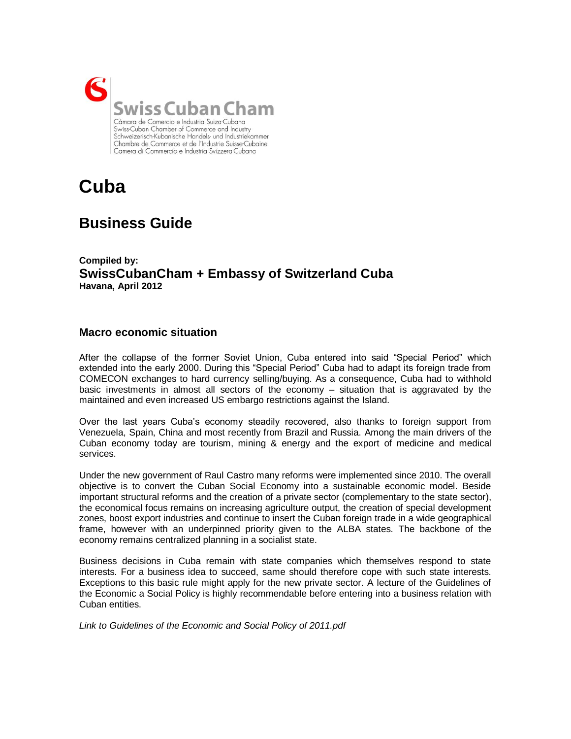Swiss Cuban Cham

Cámara de Comercio e Industria Suiza-Cubana
Swiss-Cuban Chamber of Commerce and Industry
Schweizerisch-Kubanische Handels- und Industriekammer
Chambre de Commerce et de l'Industrie Suisse-Cubaine
Camera di Commercio e Industria Svizzera-Cubana

# Cuba

## Business Guide

**Compiled by:**
**SwissCubanCham + Embassy of Switzerland Cuba**
**Havana, April 2012**

### Macro economic situation

After the collapse of the former Soviet Union, Cuba entered into said "Special Period" which extended into the early 2000. During this "Special Period" Cuba had to adapt its foreign trade from COMECON exchanges to hard currency selling/buying. As a consequence, Cuba had to withhold basic investments in almost all sectors of the economy – situation that is aggravated by the maintained and even increased US embargo restrictions against the Island.

Over the last years Cuba's economy steadily recovered, also thanks to foreign support from Venezuela, Spain, China and most recently from Brazil and Russia. Among the main drivers of the Cuban economy today are tourism, mining & energy and the export of medicine and medical services.

Under the new government of Raul Castro many reforms were implemented since 2010. The overall objective is to convert the Cuban Social Economy into a sustainable economic model. Beside important structural reforms and the creation of a private sector (complementary to the state sector), the economical focus remains on increasing agriculture output, the creation of special development zones, boost export industries and continue to insert the Cuban foreign trade in a wide geographical frame, however with an underpinned priority given to the ALBA states. The backbone of the economy remains centralized planning in a socialist state.

Business decisions in Cuba remain with state companies which themselves respond to state interests. For a business idea to succeed, same should therefore cope with such state interests. Exceptions to this basic rule might apply for the new private sector. A lecture of the Guidelines of the Economic a Social Policy is highly recommendable before entering into a business relation with Cuban entities.

*Link to Guidelines of the Economic and Social Policy of 2011.pdf*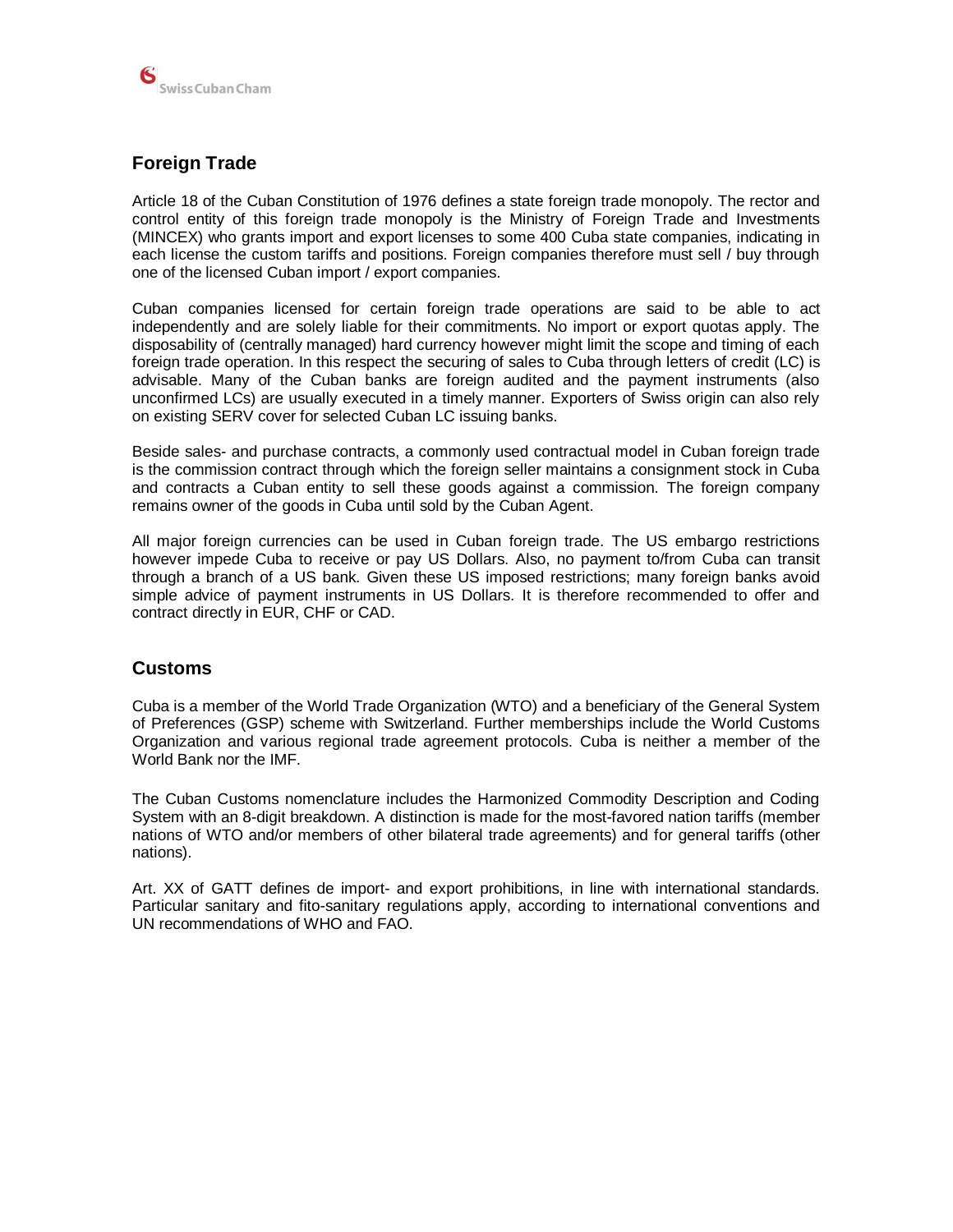## Foreign Trade

Article 18 of the Cuban Constitution of 1976 defines a state foreign trade monopoly. The rector and control entity of this foreign trade monopoly is the Ministry of Foreign Trade and Investments (MINCEX) who grants import and export licenses to some 400 Cuba state companies, indicating in each license the custom tariffs and positions. Foreign companies therefore must sell / buy through one of the licensed Cuban import / export companies.

Cuban companies licensed for certain foreign trade operations are said to be able to act independently and are solely liable for their commitments. No import or export quotas apply. The disposability of (centrally managed) hard currency however might limit the scope and timing of each foreign trade operation. In this respect the securing of sales to Cuba through letters of credit (LC) is advisable. Many of the Cuban banks are foreign audited and the payment instruments (also unconfirmed LCs) are usually executed in a timely manner. Exporters of Swiss origin can also rely on existing SERV cover for selected Cuban LC issuing banks.

Beside sales- and purchase contracts, a commonly used contractual model in Cuban foreign trade is the commission contract through which the foreign seller maintains a consignment stock in Cuba and contracts a Cuban entity to sell these goods against a commission. The foreign company remains owner of the goods in Cuba until sold by the Cuban Agent.

All major foreign currencies can be used in Cuban foreign trade. The US embargo restrictions however impede Cuba to receive or pay US Dollars. Also, no payment to/from Cuba can transit through a branch of a US bank. Given these US imposed restrictions; many foreign banks avoid simple advice of payment instruments in US Dollars. It is therefore recommended to offer and contract directly in EUR, CHF or CAD.

## Customs

Cuba is a member of the World Trade Organization (WTO) and a beneficiary of the General System of Preferences (GSP) scheme with Switzerland. Further memberships include the World Customs Organization and various regional trade agreement protocols. Cuba is neither a member of the World Bank nor the IMF.

The Cuban Customs nomenclature includes the Harmonized Commodity Description and Coding System with an 8-digit breakdown. A distinction is made for the most-favored nation tariffs (member nations of WTO and/or members of other bilateral trade agreements) and for general tariffs (other nations).

Art. XX of GATT defines de import- and export prohibitions, in line with international standards. Particular sanitary and fito-sanitary regulations apply, according to international conventions and UN recommendations of WHO and FAO.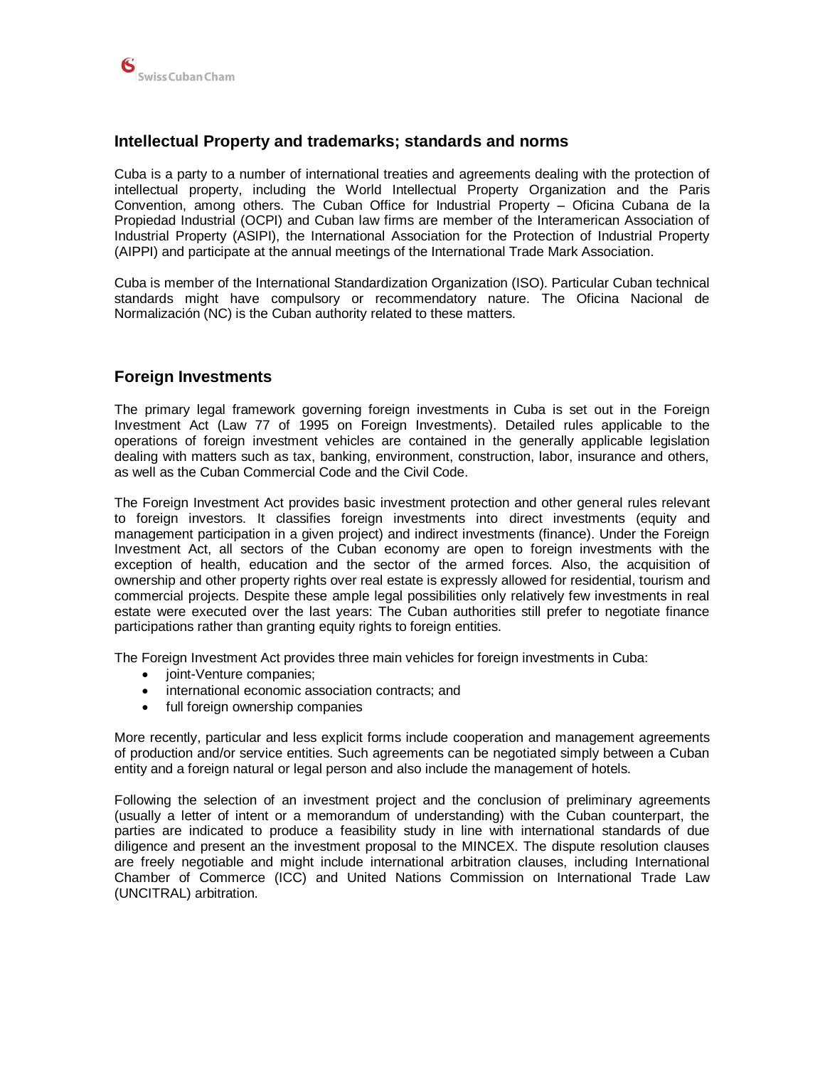## Intellectual Property and trademarks; standards and norms

Cuba is a party to a number of international treaties and agreements dealing with the protection of intellectual property, including the World Intellectual Property Organization and the Paris Convention, among others. The Cuban Office for Industrial Property – Oficina Cubana de la Propiedad Industrial (OCPI) and Cuban law firms are member of the Interamerican Association of Industrial Property (ASIPI), the International Association for the Protection of Industrial Property (AIPPI) and participate at the annual meetings of the International Trade Mark Association.

Cuba is member of the International Standardization Organization (ISO). Particular Cuban technical standards might have compulsory or recommendatory nature. The Oficina Nacional de Normalización (NC) is the Cuban authority related to these matters.

## Foreign Investments

The primary legal framework governing foreign investments in Cuba is set out in the Foreign Investment Act (Law 77 of 1995 on Foreign Investments). Detailed rules applicable to the operations of foreign investment vehicles are contained in the generally applicable legislation dealing with matters such as tax, banking, environment, construction, labor, insurance and others, as well as the Cuban Commercial Code and the Civil Code.

The Foreign Investment Act provides basic investment protection and other general rules relevant to foreign investors. It classifies foreign investments into direct investments (equity and management participation in a given project) and indirect investments (finance). Under the Foreign Investment Act, all sectors of the Cuban economy are open to foreign investments with the exception of health, education and the sector of the armed forces. Also, the acquisition of ownership and other property rights over real estate is expressly allowed for residential, tourism and commercial projects. Despite these ample legal possibilities only relatively few investments in real estate were executed over the last years: The Cuban authorities still prefer to negotiate finance participations rather than granting equity rights to foreign entities.

The Foreign Investment Act provides three main vehicles for foreign investments in Cuba:

- joint-Venture companies;
- international economic association contracts; and
- full foreign ownership companies

More recently, particular and less explicit forms include cooperation and management agreements of production and/or service entities. Such agreements can be negotiated simply between a Cuban entity and a foreign natural or legal person and also include the management of hotels.

Following the selection of an investment project and the conclusion of preliminary agreements (usually a letter of intent or a memorandum of understanding) with the Cuban counterpart, the parties are indicated to produce a feasibility study in line with international standards of due diligence and present an the investment proposal to the MINCEX. The dispute resolution clauses are freely negotiable and might include international arbitration clauses, including International Chamber of Commerce (ICC) and United Nations Commission on International Trade Law (UNCITRAL) arbitration.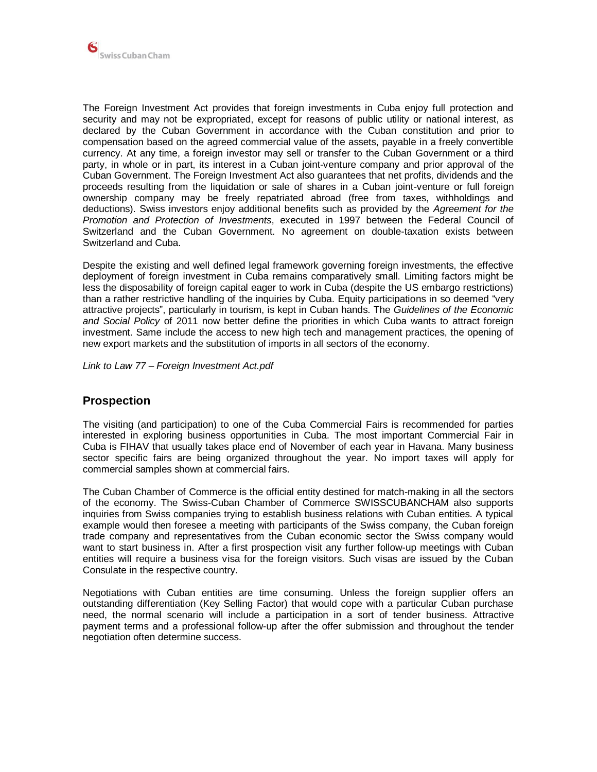The Foreign Investment Act provides that foreign investments in Cuba enjoy full protection and security and may not be expropriated, except for reasons of public utility or national interest, as declared by the Cuban Government in accordance with the Cuban constitution and prior to compensation based on the agreed commercial value of the assets, payable in a freely convertible currency. At any time, a foreign investor may sell or transfer to the Cuban Government or a third party, in whole or in part, its interest in a Cuban joint-venture company and prior approval of the Cuban Government. The Foreign Investment Act also guarantees that net profits, dividends and the proceeds resulting from the liquidation or sale of shares in a Cuban joint-venture or full foreign ownership company may be freely repatriated abroad (free from taxes, withholdings and deductions). Swiss investors enjoy additional benefits such as provided by the *Agreement for the Promotion and Protection of Investments*, executed in 1997 between the Federal Council of Switzerland and the Cuban Government. No agreement on double-taxation exists between Switzerland and Cuba.

Despite the existing and well defined legal framework governing foreign investments, the effective deployment of foreign investment in Cuba remains comparatively small. Limiting factors might be less the disposability of foreign capital eager to work in Cuba (despite the US embargo restrictions) than a rather restrictive handling of the inquiries by Cuba. Equity participations in so deemed "very attractive projects", particularly in tourism, is kept in Cuban hands. The *Guidelines of the Economic and Social Policy* of 2011 now better define the priorities in which Cuba wants to attract foreign investment. Same include the access to new high tech and management practices, the opening of new export markets and the substitution of imports in all sectors of the economy.

*Link to Law 77 – Foreign Investment Act.pdf*

## Prospection

The visiting (and participation) to one of the Cuba Commercial Fairs is recommended for parties interested in exploring business opportunities in Cuba. The most important Commercial Fair in Cuba is FIHAV that usually takes place end of November of each year in Havana. Many business sector specific fairs are being organized throughout the year. No import taxes will apply for commercial samples shown at commercial fairs.

The Cuban Chamber of Commerce is the official entity destined for match-making in all the sectors of the economy. The Swiss-Cuban Chamber of Commerce SWISSCUBANCHAM also supports inquiries from Swiss companies trying to establish business relations with Cuban entities. A typical example would then foresee a meeting with participants of the Swiss company, the Cuban foreign trade company and representatives from the Cuban economic sector the Swiss company would want to start business in. After a first prospection visit any further follow-up meetings with Cuban entities will require a business visa for the foreign visitors. Such visas are issued by the Cuban Consulate in the respective country.

Negotiations with Cuban entities are time consuming. Unless the foreign supplier offers an outstanding differentiation (Key Selling Factor) that would cope with a particular Cuban purchase need, the normal scenario will include a participation in a sort of tender business. Attractive payment terms and a professional follow-up after the offer submission and throughout the tender negotiation often determine success.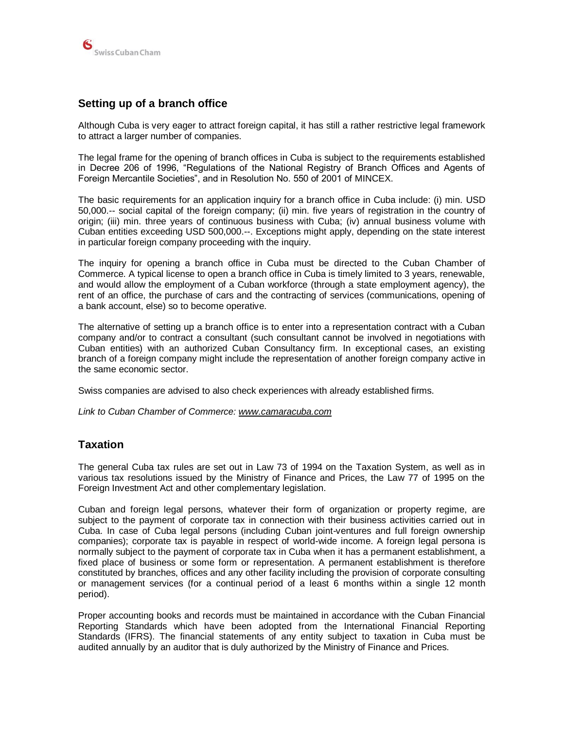## Setting up of a branch office

Although Cuba is very eager to attract foreign capital, it has still a rather restrictive legal framework to attract a larger number of companies.

The legal frame for the opening of branch offices in Cuba is subject to the requirements established in Decree 206 of 1996, "Regulations of the National Registry of Branch Offices and Agents of Foreign Mercantile Societies", and in Resolution No. 550 of 2001 of MINCEX.

The basic requirements for an application inquiry for a branch office in Cuba include: (i) min. USD 50,000.-- social capital of the foreign company; (ii) min. five years of registration in the country of origin; (iii) min. three years of continuous business with Cuba; (iv) annual business volume with Cuban entities exceeding USD 500,000.--. Exceptions might apply, depending on the state interest in particular foreign company proceeding with the inquiry.

The inquiry for opening a branch office in Cuba must be directed to the Cuban Chamber of Commerce. A typical license to open a branch office in Cuba is timely limited to 3 years, renewable, and would allow the employment of a Cuban workforce (through a state employment agency), the rent of an office, the purchase of cars and the contracting of services (communications, opening of a bank account, else) so to become operative.

The alternative of setting up a branch office is to enter into a representation contract with a Cuban company and/or to contract a consultant (such consultant cannot be involved in negotiations with Cuban entities) with an authorized Cuban Consultancy firm. In exceptional cases, an existing branch of a foreign company might include the representation of another foreign company active in the same economic sector.

Swiss companies are advised to also check experiences with already established firms.

*Link to Cuban Chamber of Commerce: www.camaracuba.com*

## Taxation

The general Cuba tax rules are set out in Law 73 of 1994 on the Taxation System, as well as in various tax resolutions issued by the Ministry of Finance and Prices, the Law 77 of 1995 on the Foreign Investment Act and other complementary legislation.

Cuban and foreign legal persons, whatever their form of organization or property regime, are subject to the payment of corporate tax in connection with their business activities carried out in Cuba. In case of Cuba legal persons (including Cuban joint-ventures and full foreign ownership companies); corporate tax is payable in respect of world-wide income. A foreign legal persona is normally subject to the payment of corporate tax in Cuba when it has a permanent establishment, a fixed place of business or some form or representation. A permanent establishment is therefore constituted by branches, offices and any other facility including the provision of corporate consulting or management services (for a continual period of a least 6 months within a single 12 month period).

Proper accounting books and records must be maintained in accordance with the Cuban Financial Reporting Standards which have been adopted from the International Financial Reporting Standards (IFRS). The financial statements of any entity subject to taxation in Cuba must be audited annually by an auditor that is duly authorized by the Ministry of Finance and Prices.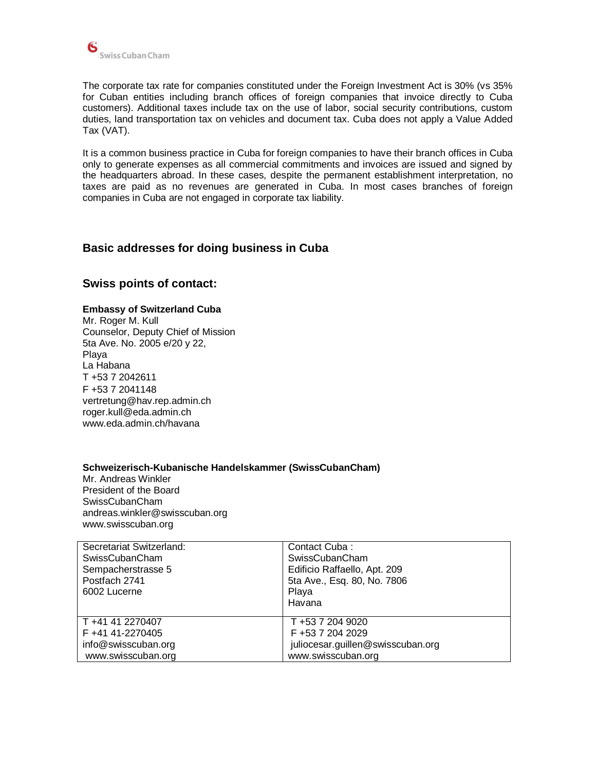The corporate tax rate for companies constituted under the Foreign Investment Act is 30% (vs 35% for Cuban entities including branch offices of foreign companies that invoice directly to Cuba customers). Additional taxes include tax on the use of labor, social security contributions, custom duties, land transportation tax on vehicles and document tax. Cuba does not apply a Value Added Tax (VAT).

It is a common business practice in Cuba for foreign companies to have their branch offices in Cuba only to generate expenses as all commercial commitments and invoices are issued and signed by the headquarters abroad. In these cases, despite the permanent establishment interpretation, no taxes are paid as no revenues are generated in Cuba. In most cases branches of foreign companies in Cuba are not engaged in corporate tax liability.

## Basic addresses for doing business in Cuba

## Swiss points of contact:

**Embassy of Switzerland Cuba**
Mr. Roger M. Kull
Counselor, Deputy Chief of Mission
5ta Ave. No. 2005 e/20 y 22,
Playa
La Habana
T +53 7 2042611
F +53 7 2041148
vertretung@hav.rep.admin.ch
roger.kull@eda.admin.ch
www.eda.admin.ch/havana

**Schweizerisch-Kubanische Handelskammer (SwissCubanCham)**
Mr. Andreas Winkler
President of the Board
SwissCubanCham
andreas.winkler@swisscuban.org
www.swisscuban.org

| Secretariat Switzerland:<br>SwissCubanCham<br>Sempacherstrasse 5<br>Postfach 2741<br>6002 Lucerne | Contact Cuba :<br>SwissCubanCham<br>Edificio Raffaello, Apt. 209<br>5ta Ave., Esq. 80, No. 7806<br>Playa<br>Havana |
|---|---|
| T +41 41 2270407<br>F +41 41-2270405<br>info@swisscuban.org<br>www.swisscuban.org | T +53 7 204 9020<br>F +53 7 204 2029<br>juliocesar.guillen@swisscuban.org<br>www.swisscuban.org |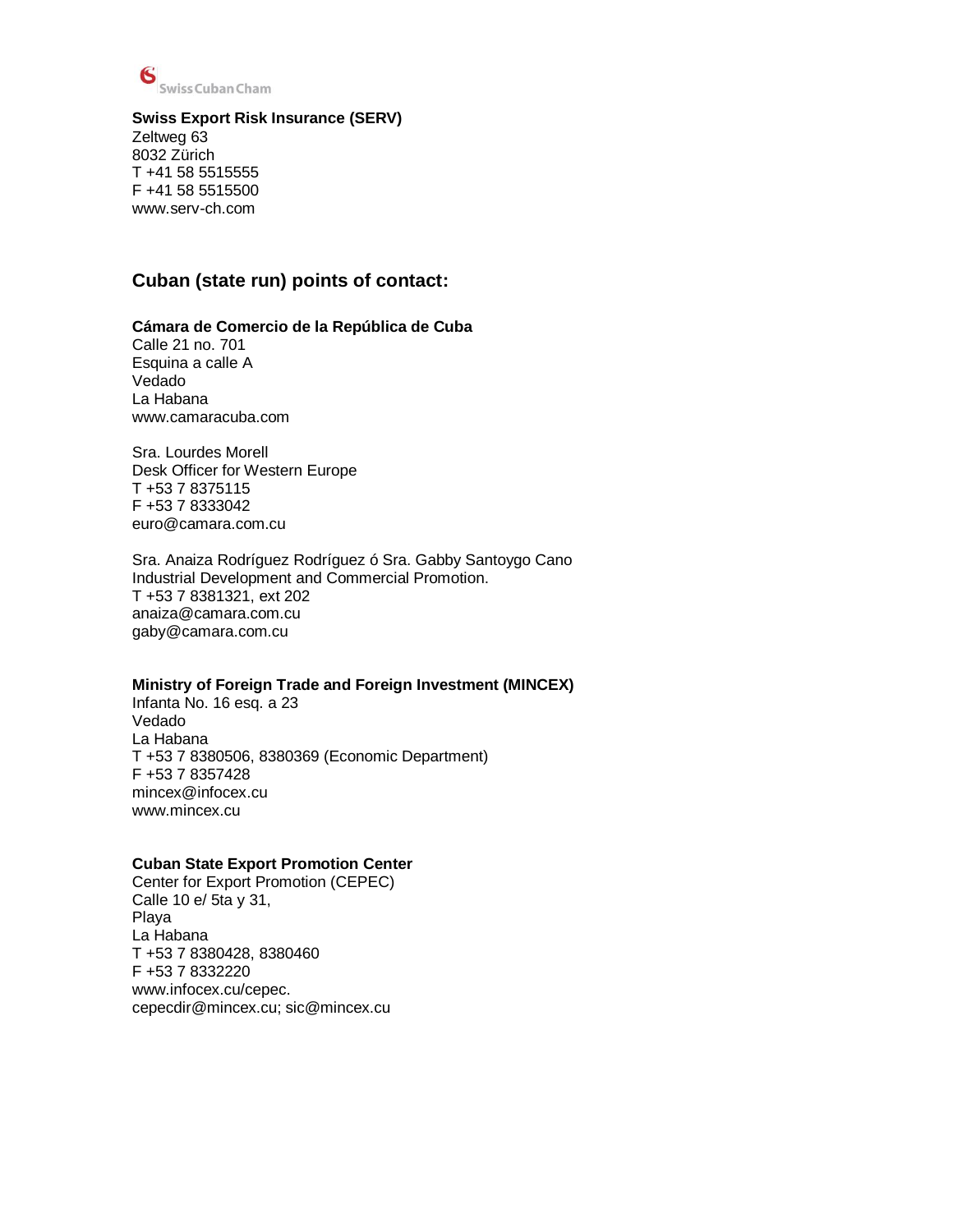**Swiss Export Risk Insurance (SERV)**
Zeltweg 63
8032 Zürich
T +41 58 5515555
F +41 58 5515500
www.serv-ch.com

## Cuban (state run) points of contact:

**Cámara de Comercio de la República de Cuba**
Calle 21 no. 701
Esquina a calle A
Vedado
La Habana
www.camaracuba.com

Sra. Lourdes Morell
Desk Officer for Western Europe
T +53 7 8375115
F +53 7 8333042
euro@camara.com.cu

Sra. Anaiza Rodríguez Rodríguez ó Sra. Gabby Santoygo Cano
Industrial Development and Commercial Promotion.
T +53 7 8381321, ext 202
anaiza@camara.com.cu
gaby@camara.com.cu

**Ministry of Foreign Trade and Foreign Investment (MINCEX)**
Infanta No. 16 esq. a 23
Vedado
La Habana
T +53 7 8380506, 8380369 (Economic Department)
F +53 7 8357428
mincex@infocex.cu
www.mincex.cu

**Cuban State Export Promotion Center**
Center for Export Promotion (CEPEC)
Calle 10 e/ 5ta y 31,
Playa
La Habana
T +53 7 8380428, 8380460
F +53 7 8332220
www.infocex.cu/cepec.
cepecdir@mincex.cu; sic@mincex.cu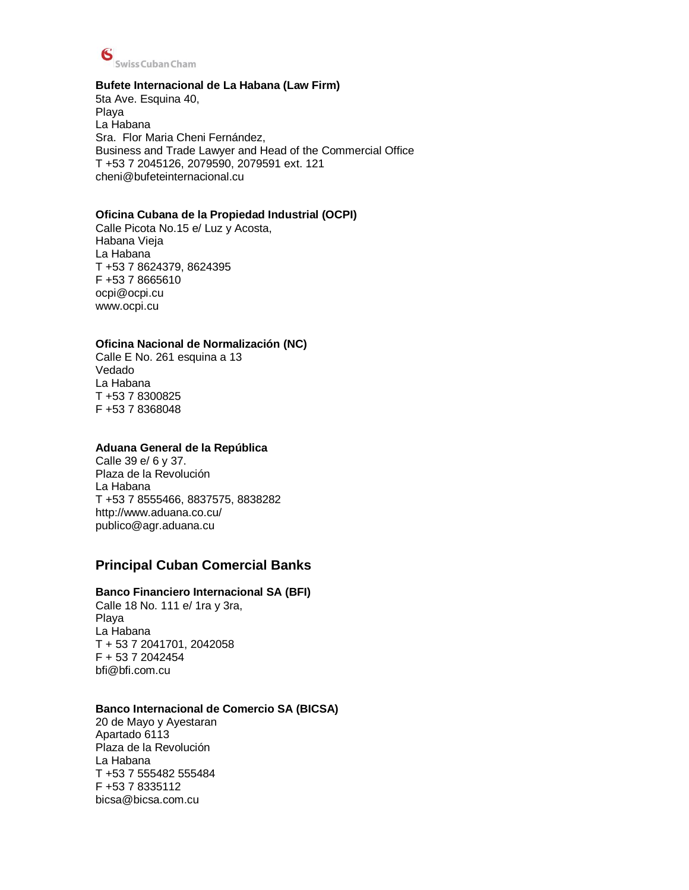**Bufete Internacional de La Habana (Law Firm)**
5ta Ave. Esquina 40,
Playa
La Habana
Sra. Flor Maria Cheni Fernández,
Business and Trade Lawyer and Head of the Commercial Office
T +53 7 2045126, 2079590, 2079591 ext. 121
cheni@bufeteinternacional.cu

**Oficina Cubana de la Propiedad Industrial (OCPI)**
Calle Picota No.15 e/ Luz y Acosta,
Habana Vieja
La Habana
T +53 7 8624379, 8624395
F +53 7 8665610
ocpi@ocpi.cu
www.ocpi.cu

**Oficina Nacional de Normalización (NC)**
Calle E No. 261 esquina a 13
Vedado
La Habana
T +53 7 8300825
F +53 7 8368048

**Aduana General de la República**
Calle 39 e/ 6 y 37.
Plaza de la Revolución
La Habana
T +53 7 8555466, 8837575, 8838282
http://www.aduana.co.cu/
publico@agr.aduana.cu

## Principal Cuban Comercial Banks

**Banco Financiero Internacional SA (BFI)**
Calle 18 No. 111 e/ 1ra y 3ra,
Playa
La Habana
T + 53 7 2041701, 2042058
F + 53 7 2042454
bfi@bfi.com.cu

**Banco Internacional de Comercio SA (BICSA)**
20 de Mayo y Ayestaran
Apartado 6113
Plaza de la Revolución
La Habana
T +53 7 555482 555484
F +53 7 8335112
bicsa@bicsa.com.cu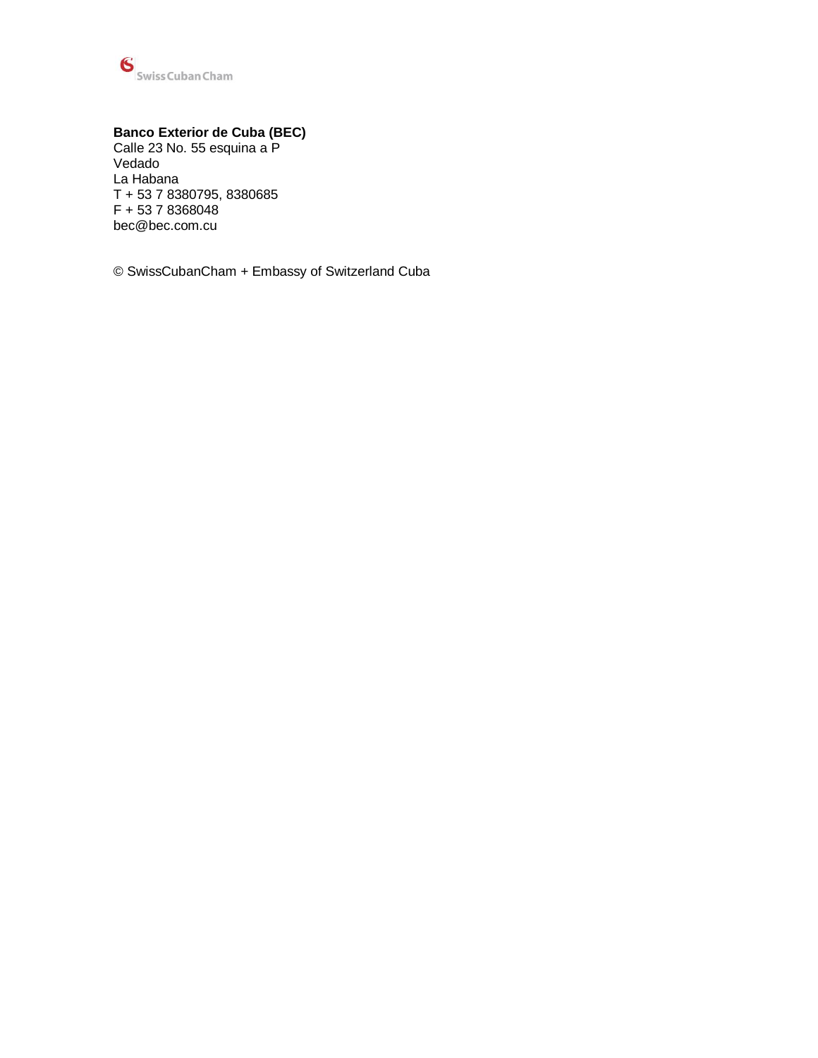**Banco Exterior de Cuba (BEC)**
Calle 23 No. 55 esquina a P
Vedado
La Habana
T + 53 7 8380795, 8380685
F + 53 7 8368048
bec@bec.com.cu

© SwissCubanCham + Embassy of Switzerland Cuba